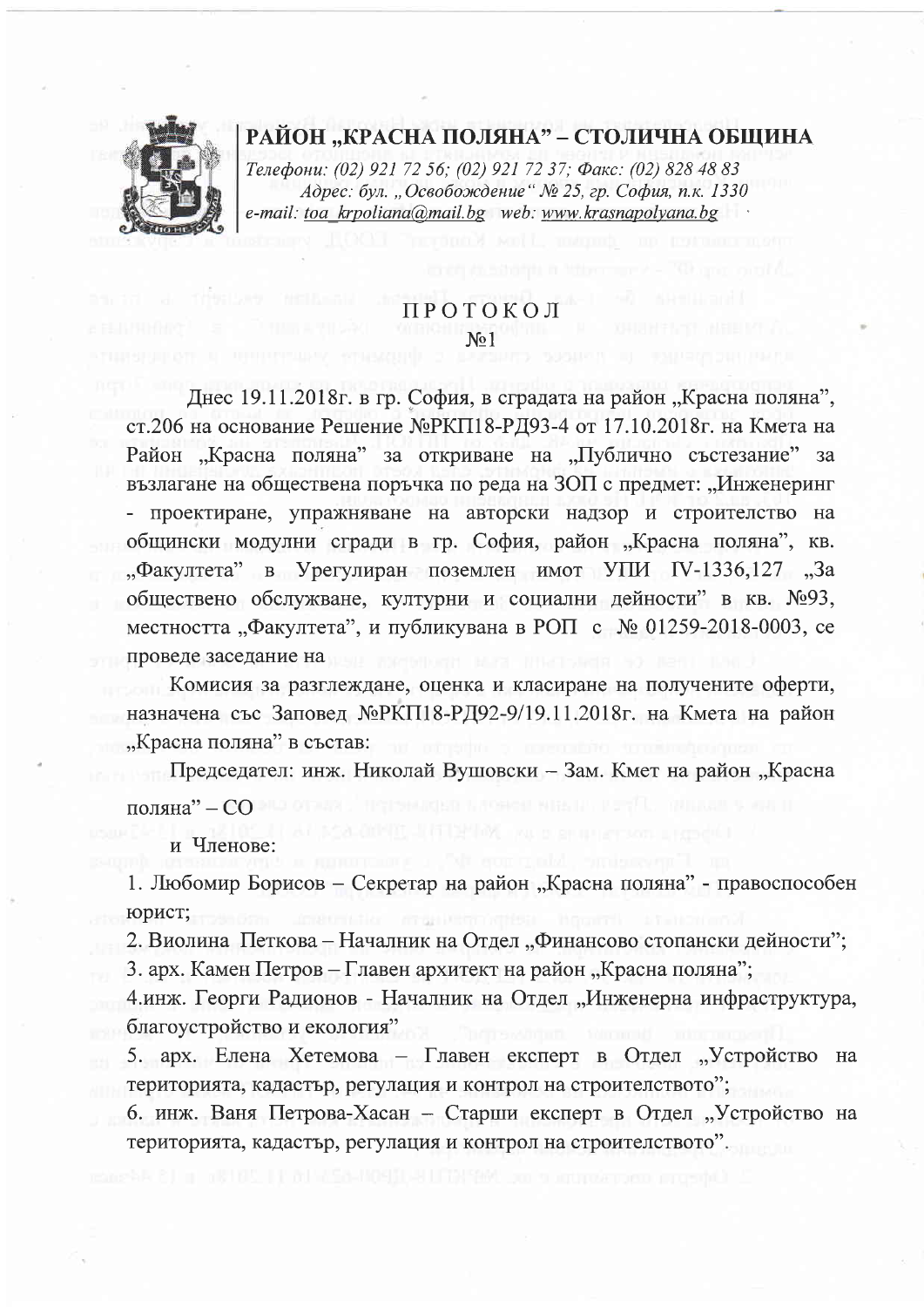# РАЙОН „КРАСНА ПОЛЯНА" – СТОЛИЧНА ОБЩИНА

*Телефони: (02) 921 72 56; (02) 921 72 37; Факс: (02) 828 48 83*
*Адрес: бул. „Освобождение" № 25, гр. София, п.к. 1330*
*e-mail: toa_krpoliana@mail.bg web: www.krasnapolyana.bg*

## ПРОТОКОЛ
## №1

Днес 19.11.2018г. в гр. София, в сградата на район „Красна поляна", ст.206 на основание Решение №РКП18-РД93-4 от 17.10.2018г. на Кмета на Район „Красна поляна" за откриване на „Публично състезание" за възлагане на обществена поръчка по реда на ЗОП с предмет: „Инженеринг - проектиране, упражняване на авторски надзор и строителство на общински модулни сгради в гр. София, район „Красна поляна", кв. „Факултета" в Урегулиран поземлен имот УПИ IV-1336,127 „За обществено обслужване, културни и социални дейности" в кв. №93, местността „Факултета", и публикувана в РОП с № 01259-2018-0003, се проведе заседание на

Комисия за разглеждане, оценка и класиране на получените оферти, назначена със Заповед №РКП18-РД92-9/19.11.2018г. на Кмета на район „Красна поляна" в състав:

Председател: инж. Николай Вушовски – Зам. Кмет на район „Красна поляна" – СО

и Членове:

1. Любомир Борисов – Секретар на район „Красна поляна" - правоспособен юрист;
2. Виолина Петкова – Началник на Отдел „Финансово стопански дейности";
3. арх. Камен Петров – Главен архитект на район „Красна поляна";
4. инж. Георги Радионов - Началник на Отдел „Инженерна инфраструктура, благоустройство и екология"
5. арх. Елена Хетемова – Главен експерт в Отдел „Устройство на територията, кадастър, регулация и контрол на строителството";
6. инж. Ваня Петрова-Хасан – Старши експерт в Отдел „Устройство на територията, кадастър, регулация и контрол на строителството".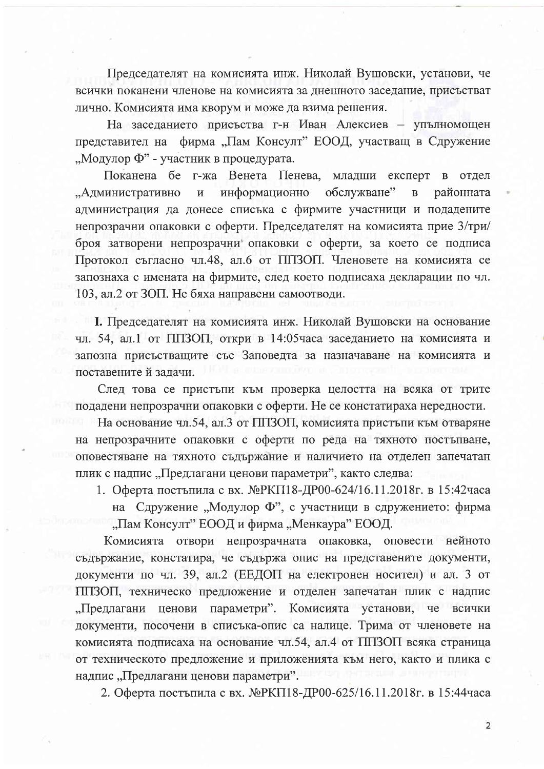Председателят на комисията инж. Николай Вушовски, установи, че всички поканени членове на комисията за днешното заседание, присъстват лично. Комисията има кворум и може да взима решения.

На заседанието присъства г-н Иван Алексиев – упълномощен представител на фирма „Пам Консулт" ЕООД, участващ в Сдружение „Модулор Ф" - участник в процедурата.

Поканена бе г-жа Венета Пенева, младши експерт в отдел „Административно и информационно обслужване" в районната администрация да донесе списъка с фирмите участници и подадените непрозрачни опаковки с оферти. Председателят на комисията прие 3/три/ броя затворени непрозрачни опаковки с оферти, за което се подписа Протокол съгласно чл.48, ал.6 от ППЗОП. Членовете на комисията се запознаха с имената на фирмите, след което подписаха декларации по чл. 103, ал.2 от ЗОП. Не бяха направени самоотводи.

**I.** Председателят на комисията инж. Николай Вушовски на основание чл. 54, ал.1 от ППЗОП, откри в 14:05часа заседанието на комисията и запозна присъстващите със Заповедта за назначаване на комисията и поставените й задачи.

След това се пристъпи към проверка целостта на всяка от трите подадени непрозрачни опаковки с оферти. Не се констатираха нередности.

На основание чл.54, ал.3 от ППЗОП, комисията пристъпи към отваряне на непрозрачните опаковки с оферти по реда на тяхното постъпване, оповестяване на тяхното съдържание и наличието на отделен запечатан плик с надпис „Предлагани ценови параметри", както следва:

1. Оферта постъпила с вх. №РКП18-ДР00-624/16.11.2018г. в 15:42часа на Сдружение „Модулор Ф", с участници в сдружението: фирма „Пам Консулт" ЕООД и фирма „Менкаура" ЕООД.

Комисията отвори непрозрачната опаковка, оповести нейното съдържание, констатира, че съдържа опис на представените документи, документи по чл. 39, ал.2 (ЕЕДОП на електронен носител) и ал. 3 от ППЗОП, техническо предложение и отделен запечатан плик с надпис „Предлагани ценови параметри". Комисията установи, че всички документи, посочени в списъка-опис са налице. Трима от членовете на комисията подписаха на основание чл.54, ал.4 от ППЗОП всяка страница от техническото предложение и приложенията към него, както и плика с надпис „Предлагани ценови параметри".

2. Оферта постъпила с вх. №РКП18-ДР00-625/16.11.2018г. в 15:44часа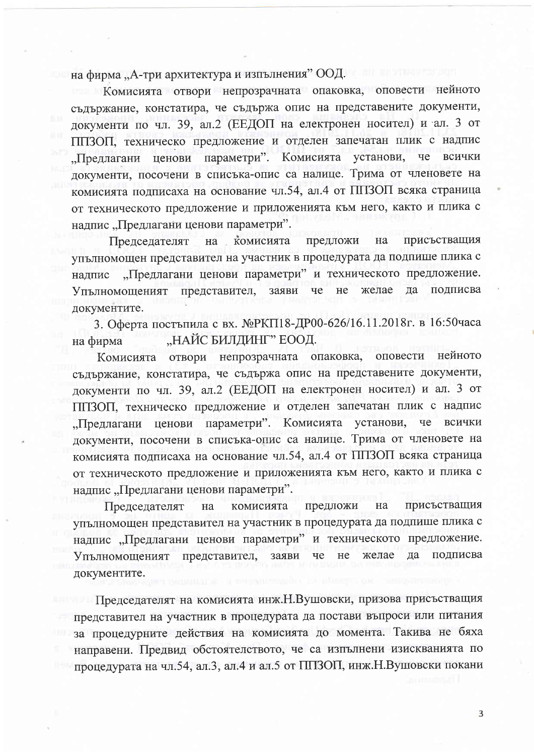на фирма „А-три архитектура и изпълнения" ООД.

Комисията отвори непрозрачната опаковка, оповести нейното съдържание, констатира, че съдържа опис на представените документи, документи по чл. 39, ал.2 (ЕЕДОП на електронен носител) и ал. 3 от ППЗОП, техническо предложение и отделен запечатан плик с надпис „Предлагани ценови параметри". Комисията установи, че всички документи, посочени в списъка-опис са налице. Трима от членовете на комисията подписаха на основание чл.54, ал.4 от ППЗОП всяка страница от техническото предложение и приложенията към него, както и плика с надпис „Предлагани ценови параметри".

Председателят на комисията предложи на присъстващия упълномощен представител на участник в процедурата да подпише плика с надпис „Предлагани ценови параметри" и техническото предложение. Упълномощеният представител, заяви че не желае да подписва документите.

3. Оферта постъпила с вх. №РКП18-ДР00-626/16.11.2018г. в 16:50часа на фирма „НАЙС БИЛДИНГ" ЕООД.

Комисията отвори непрозрачната опаковка, оповести нейното съдържание, констатира, че съдържа опис на представените документи, документи по чл. 39, ал.2 (ЕЕДОП на електронен носител) и ал. 3 от ППЗОП, техническо предложение и отделен запечатан плик с надпис „Предлагани ценови параметри". Комисията установи, че всички документи, посочени в списъка-опис са налице. Трима от членовете на комисията подписаха на основание чл.54, ал.4 от ППЗОП всяка страница от техническото предложение и приложенията към него, както и плика с надпис „Предлагани ценови параметри".

Председателят на комисията предложи на присъстващия упълномощен представител на участник в процедурата да подпише плика с надпис „Предлагани ценови параметри" и техническото предложение. Упълномощеният представител, заяви че не желае да подписва документите.

Председателят на комисията инж.Н.Вушовски, призова присъстващия представител на участник в процедурата да постави въпроси или питания за процедурните действия на комисията до момента. Такива не бяха направени. Предвид обстоятелството, че са изпълнени изискванията по процедурата на чл.54, ал.3, ал.4 и ал.5 от ППЗОП, инж.Н.Вушовски покани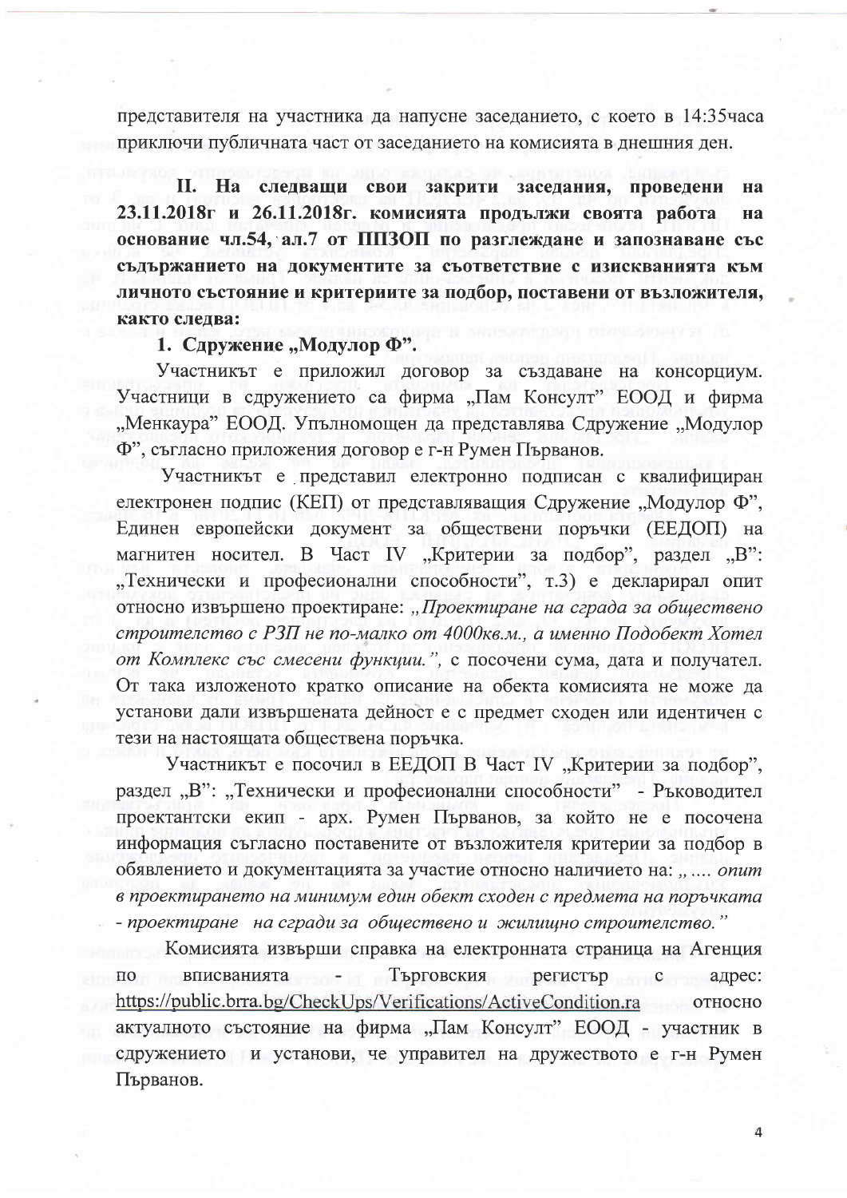представителя на участника да напусне заседанието, с което в 14:35часа приключи публичната част от заседанието на комисията в днешния ден.

**II. На следващи свои закрити заседания, проведени на 23.11.2018г и 26.11.2018г. комисията продължи своята работа на основание чл.54, ал.7 от ППЗОП по разглеждане и запознаване със съдържанието на документите за съответствие с изискванията към личното състояние и критериите за подбор, поставени от възложителя, както следва:**

**1. Сдружение „Модулор Ф".**

Участникът е приложил договор за създаване на консорциум. Участници в сдружението са фирма „Пам Консулт" ЕООД и фирма „Менкаура" ЕООД. Упълномощен да представлява Сдружение „Модулор Ф", съгласно приложения договор е г-н Румен Първанов.

Участникът е представил електронно подписан с квалифициран електронен подпис (КЕП) от представляващия Сдружение „Модулор Ф", Единен европейски документ за обществени поръчки (ЕЕДОП) на магнитен носител. В Част IV „Критерии за подбор", раздел „В": „Технически и професионални способности", т.3) е декларирал опит относно извършено проектиране: „*Проектиране на сграда за обществено строителство с РЗП не по-малко от 4000кв.м., а именно Подобект Хотел от Комплекс със смесени функции.*", с посочени сума, дата и получател. От така изложеното кратко описание на обекта комисията не може да установи дали извършената дейност е с предмет сходен или идентичен с тези на настоящата обществена поръчка.

Участникът е посочил в ЕЕДОП В Част IV „Критерии за подбор", раздел „В": „Технически и професионални способности" - Ръководител проектантски екип - арх. Румен Първанов, за който не е посочена информация съгласно поставените от възложителя критерии за подбор в обявлението и документацията за участие относно наличието на: „ .... *опит в проектирането на минимум един обект сходен с предмета на поръчката - проектиране на сгради за обществено и жилищно строителство.*"

Комисията извърши справка на електронната страница на Агенция по вписванията - Търговския регистър с адрес: https://public.brra.bg/CheckUps/Verifications/ActiveCondition.ra относно актуалното състояние на фирма „Пам Консулт" ЕООД - участник в сдружението и установи, че управител на дружеството е г-н Румен Първанов.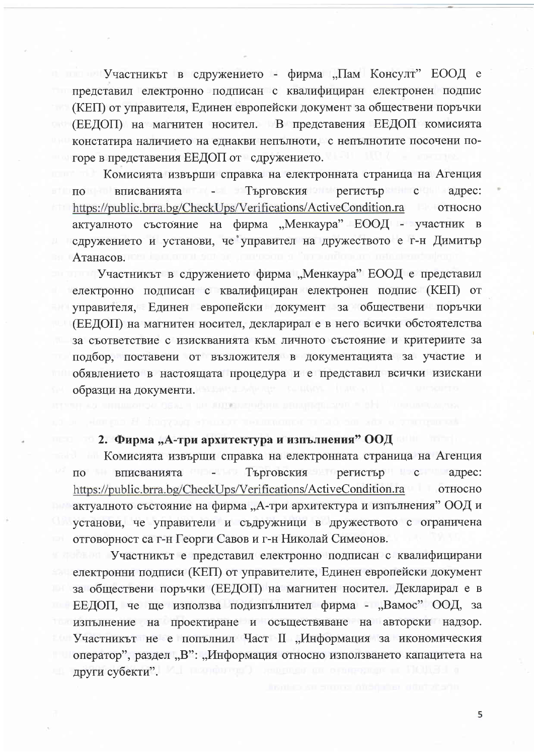Участникът в сдружението - фирма „Пам Консулт" ЕООД е представил електронно подписан с квалифициран електронен подпис (КЕП) от управителя, Единен европейски документ за обществени поръчки (ЕЕДОП) на магнитен носител. В представения ЕЕДОП комисията констатира наличието на еднакви непълноти, с непълнотите посочени по-горе в представения ЕЕДОП от сдружението.

Комисията извърши справка на електронната страница на Агенция по вписванията - Търговския регистър с адрес: https://public.brra.bg/CheckUps/Verifications/ActiveCondition.ra относно актуалното състояние на фирма „Менкаура" ЕООД - участник в сдружението и установи, че управител на дружеството е г-н Димитър Атанасов.

Участникът в сдружението фирма „Менкаура" ЕООД е представил електронно подписан с квалифициран електронен подпис (КЕП) от управителя, Единен европейски документ за обществени поръчки (ЕЕДОП) на магнитен носител, декларирал е в него всички обстоятелства за съответствие с изискванията към личното състояние и критериите за подбор, поставени от възложителя в документацията за участие и обявлението в настоящата процедура и е представил всички изискани образци на документи.

**2. Фирма „А-три архитектура и изпълнения" ООД**

Комисията извърши справка на електронната страница на Агенция по вписванията - Търговския регистър с адрес: https://public.brra.bg/CheckUps/Verifications/ActiveCondition.ra относно актуалното състояние на фирма „А-три архитектура и изпълнения" ООД и установи, че управители и съдружници в дружеството с ограничена отговорност са г-н Георги Савов и г-н Николай Симеонов.

Участникът е представил електронно подписан с квалифицирани електронни подписи (КЕП) от управителите, Единен европейски документ за обществени поръчки (ЕЕДОП) на магнитен носител. Декларирал е в ЕЕДОП, че ще използва подизпълнител фирма - „Вамос" ООД, за изпълнение на проектиране и осъществяване на авторски надзор. Участникът не е попълнил Част II „Информация за икономическия оператор", раздел „В": „Информация относно използването капацитета на други субекти".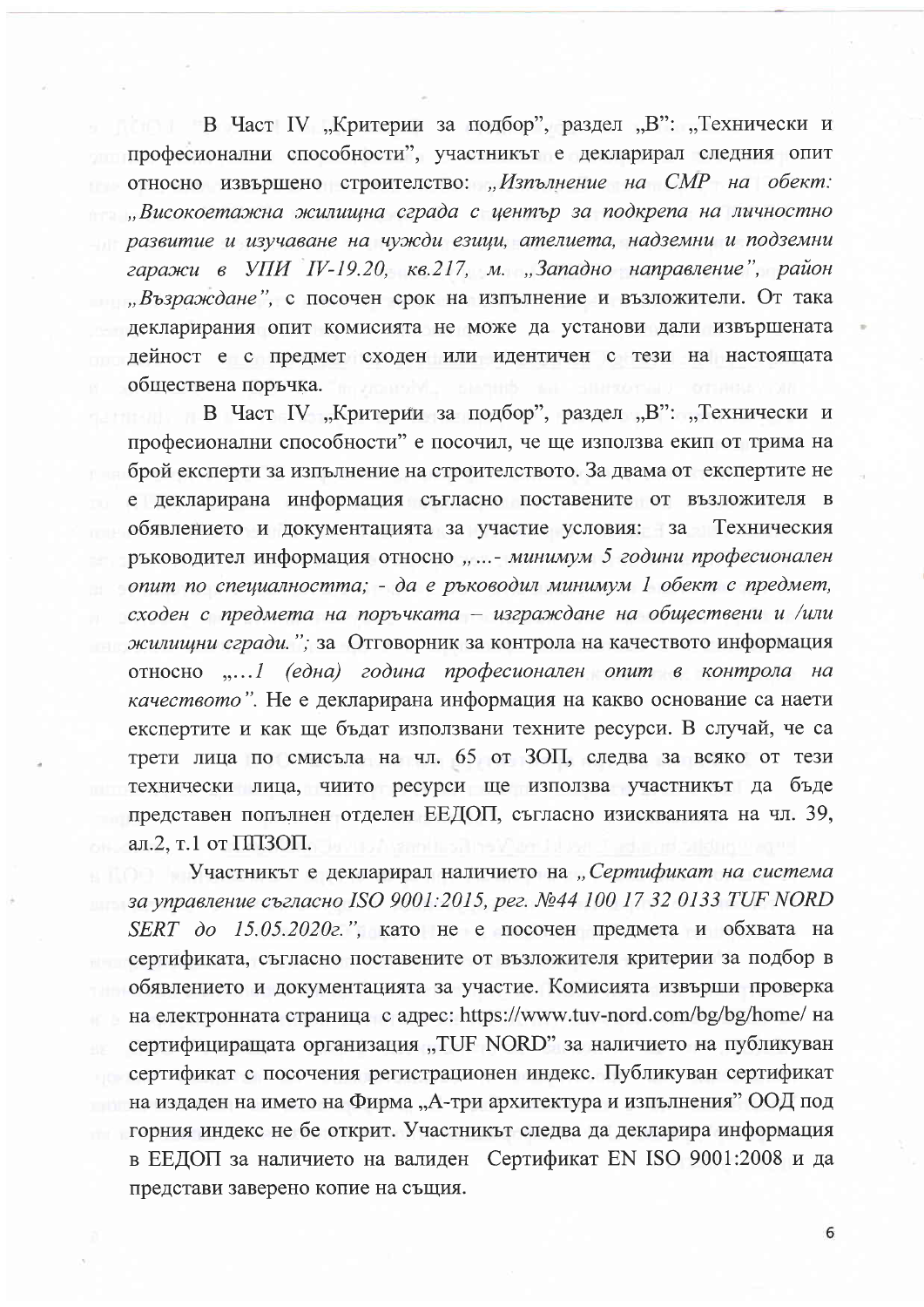В Част IV „Критерии за подбор", раздел „В": „Технически и професионални способности", участникът е декларирал следния опит относно извършено строителство: *„Изпълнение на СМР на обект: „Високоетажна жилищна сграда с център за подкрепа на личностно развитие и изучаване на чужди езици, ателиета, надземни и подземни гаражи в УПИ IV-19.20, кв.217, м. „Западно направление", район „Възраждане"*, с посочен срок на изпълнение и възложители. От така декларирания опит комисията не може да установи дали извършената дейност е с предмет сходен или идентичен с тези на настоящата обществена поръчка.

В Част IV „Критерии за подбор", раздел „В": „Технически и професионални способности" е посочил, че ще използва екип от трима на брой експерти за изпълнение на строителството. За двама от експертите не е декларирана информация съгласно поставените от възложителя в обявлението и документацията за участие условия: за Техническия ръководител информация относно *„...- минимум 5 години професионален опит по специалността; - да е ръководил минимум 1 обект с предмет, сходен с предмета на поръчката – изграждане на обществени и /или жилищни сгради."*; за Отговорник за контрола на качеството информация относно *„...1 (една) година професионален опит в контрола на качеството"*. Не е декларирана информация на какво основание са наети експертите и как ще бъдат използвани техните ресурси. В случай, че са трети лица по смисъла на чл. 65 от ЗОП, следва за всяко от тези технически лица, чиито ресурси ще използва участникът да бъде представен попълнен отделен ЕЕДОП, съгласно изискванията на чл. 39, ал.2, т.1 от ППЗОП.

Участникът е декларирал наличието на *„Сертификат на система за управление съгласно ISO 9001:2015, рег. №44 100 17 32 0133 TUF NORD SERT до 15.05.2020г."*, като не е посочен предмета и обхвата на сертификата, съгласно поставените от възложителя критерии за подбор в обявлението и документацията за участие. Комисията извърши проверка на електронната страница с адрес: https://www.tuv-nord.com/bg/bg/home/ на сертифициращата организация „TUF NORD" за наличието на публикуван сертификат с посочения регистрационен индекс. Публикуван сертификат на издаден на името на Фирма „А-три архитектура и изпълнения" ООД под горния индекс не бе открит. Участникът следва да декларира информация в ЕЕДОП за наличието на валиден Сертификат EN ISO 9001:2008 и да представи заверено копие на същия.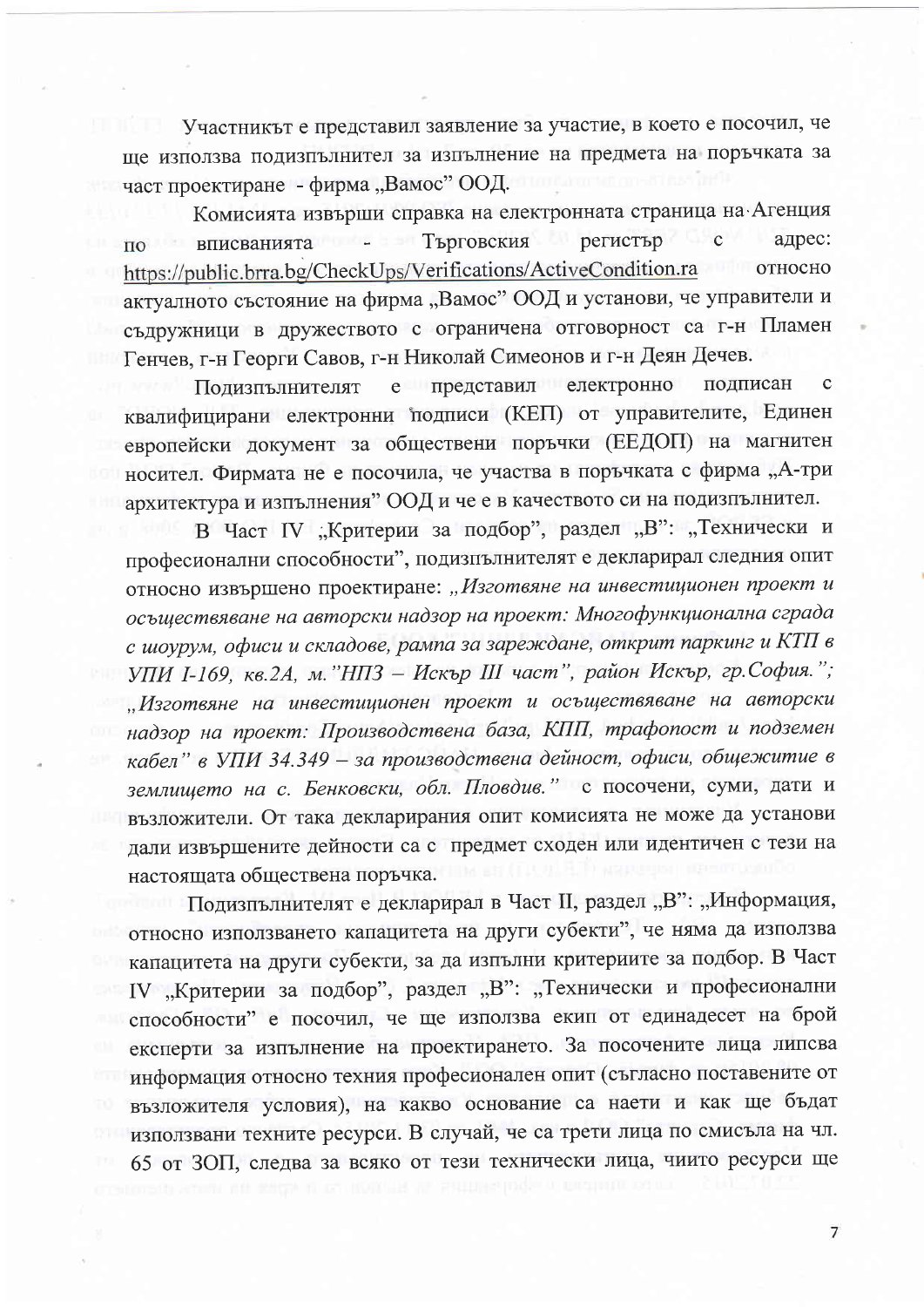Участникът е представил заявление за участие, в което е посочил, че ще използва подизпълнител за изпълнение на предмета на поръчката за част проектиране - фирма „Вамос" ООД.

Комисията извърши справка на електронната страница на Агенция по вписванията - Търговския регистър с адрес: https://public.brra.bg/CheckUps/Verifications/ActiveCondition.ra относно актуалното състояние на фирма „Вамос" ООД и установи, че управители и съдружници в дружеството с ограничена отговорност са г-н Пламен Генчев, г-н Георги Савов, г-н Николай Симеонов и г-н Деян Дечев.

Подизпълнителят е представил електронно подписан с квалифицирани електронни подписи (КЕП) от управителите, Единен европейски документ за обществени поръчки (ЕЕДОП) на магнитен носител. Фирмата не е посочила, че участва в поръчката с фирма „А-три архитектура и изпълнения" ООД и че е в качеството си на подизпълнител.

В Част IV „Критерии за подбор", раздел „В": „Технически и професионални способности", подизпълнителят е декларирал следния опит относно извършено проектиране: *„Изготвяне на инвестиционен проект и осъществяване на авторски надзор на проект: Многофункционална сграда с шоурум, офиси и складове, рампа за зареждане, открит паркинг и КТП в УПИ I-169, кв.2А, м."НПЗ – Искър III част", район Искър, гр.София."*; *„Изготвяне на инвестиционен проект и осъществяване на авторски надзор на проект: Производствена база, КПП, трафопост и подземен кабел" в УПИ 34.349 – за производствена дейност, офиси, общежитие в землището на с. Бенковски, обл. Пловдив."* с посочени, суми, дати и възложители. От така декларирания опит комисията не може да установи дали извършените дейности са с предмет сходен или идентичен с тези на настоящата обществена поръчка.

Подизпълнителят е декларирал в Част II, раздел „В": „Информация, относно използването капацитета на други субекти", че няма да използва капацитета на други субекти, за да изпълни критериите за подбор. В Част IV „Критерии за подбор", раздел „В": „Технически и професионални способности" е посочил, че ще използва екип от единадесет на брой експерти за изпълнение на проектирането. За посочените лица липсва информация относно техния професионален опит (съгласно поставените от възложителя условия), на какво основание са наети и как ще бъдат използвани техните ресурси. В случай, че са трети лица по смисъла на чл. 65 от ЗОП, следва за всяко от тези технически лица, чиито ресурси ще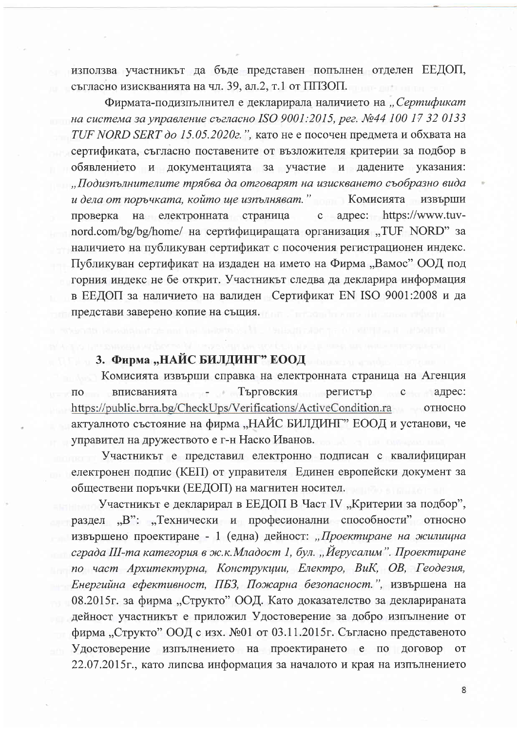използва участникът да бъде представен попълнен отделен ЕЕДОП, съгласно изискванията на чл. 39, ал.2, т.1 от ППЗОП.

Фирмата-подизпълнител е декларирала наличието на *„Сертификат на система за управление съгласно ISO 9001:2015, рег. №44 100 17 32 0133 TUF NORD SERT до 15.05.2020г.",* като не е посочен предмета и обхвата на сертификата, съгласно поставените от възложителя критерии за подбор в обявлението и документацията за участие и дадените указания: *„Подизпълнителите трябва да отговарят на изискването съобразно вида и дела от поръчката, който ще изпълняват."* Комисията извърши проверка на електронната страница с адрес: https://www.tuv-nord.com/bg/bg/home/ на сертифициращата организация „TUF NORD" за наличието на публикуван сертификат с посочения регистрационен индекс. Публикуван сертификат на издаден на името на Фирма „Вамос" ООД под горния индекс не бе открит. Участникът следва да декларира информация в ЕЕДОП за наличието на валиден Сертификат EN ISO 9001:2008 и да представи заверено копие на същия.

### 3. Фирма „НАЙС БИЛДИНГ" ЕООД

Комисията извърши справка на електронната страница на Агенция по вписванията - Търговския регистър с адрес: https://public.brra.bg/CheckUps/Verifications/ActiveCondition.ra относно актуалното състояние на фирма „НАЙС БИЛДИНГ" ЕООД и установи, че управител на дружеството е г-н Наско Иванов.

Участникът е представил електронно подписан с квалифициран електронен подпис (КЕП) от управителя Единен европейски документ за обществени поръчки (ЕЕДОП) на магнитен носител.

Участникът е декларирал в ЕЕДОП В Част IV „Критерии за подбор", раздел „В": „Технически и професионални способности" относно извършено проектиране - 1 (една) дейност: *„Проектиране на жилищна сграда III-та категория в ж.к.Младост 1, бул. „Йерусалим". Проектиране по част Архитектурна, Конструкции, Електро, ВиК, ОВ, Геодезия, Енергийна ефективност, ПБЗ, Пожарна безопасност.",* извършена на 08.2015г. за фирма „Структо" ООД. Като доказателство за декларираната дейност участникът е приложил Удостоверение за добро изпълнение от фирма „Структо" ООД с изх. №01 от 03.11.2015г. Съгласно представеното Удостоверение изпълнението на проектирането е по договор от 22.07.2015г., като липсва информация за началото и края на изпълнението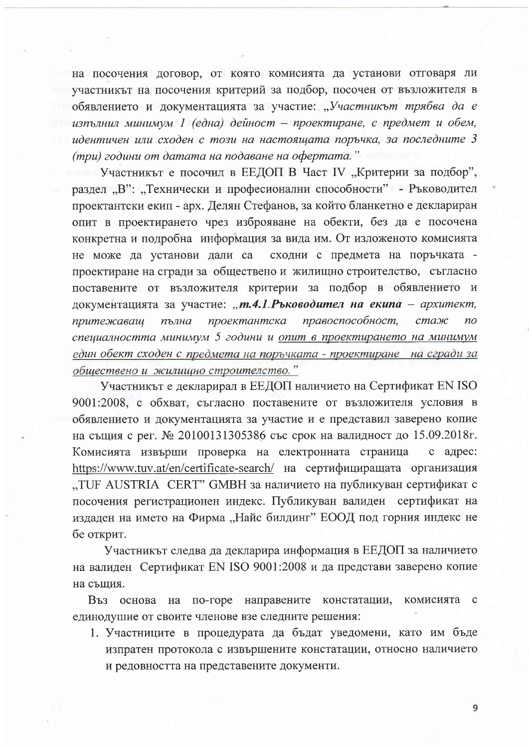на посочения договор, от която комисията да установи отговаря ли участникът на посочения критерий за подбор, посочен от възложителя в обявлението и документацията за участие: *„Участникът трябва да е изпълнил минимум 1 (една) дейност – проектиране, с предмет и обем, идентичен или сходен с този на настоящата поръчка, за последните 3 (три) години от датата на подаване на офертата."*

Участникът е посочил в ЕЕДОП В Част IV „Критерии за подбор", раздел „В": „Технически и професионални способности" - Ръководител проектантски екип - арх. Делян Стефанов, за който бланкетно е деклариран опит в проектирането чрез изброяване на обекти, без да е посочена конкретна и подробна информация за вида им. От изложеното комисията не може да установи дали са сходни с предмета на поръчката - проектиране на сгради за обществено и жилищно строителство, съгласно поставените от възложителя критерии за подбор в обявлението и документацията за участие: *„**т.4.1.Ръководител на екипа** – архитект, притежаващ пълна проектантска правоспособност, стаж по специалността минимум 5 години и опит в проектирането на минимум един обект сходен с предмета на поръчката - проектиране на сгради за обществено и жилищно строителство."*

Участникът е декларирал в ЕЕДОП наличието на Сертификат EN ISO 9001:2008, с обхват, съгласно поставените от възложителя условия в обявлението и документацията за участие и е представил заверено копие на същия с рег. № 20100131305386 със срок на валидност до 15.09.2018г. Комисията извърши проверка на електронната страница с адрес: https://www.tuv.at/en/certificate-search/ на сертифициращата организация „TUF AUSTRIA CERT" GMBH за наличието на публикуван сертификат с посочения регистрационен индекс. Публикуван валиден сертификат на издаден на името на Фирма „Найс билдинг" ЕООД под горния индекс не бе открит.

Участникът следва да декларира информация в ЕЕДОП за наличието на валиден Сертификат EN ISO 9001:2008 и да представи заверено копие на същия.

Въз основа на по-горе направените констатации, комисията с единодушие от своите членове взе следните решения:

1. Участниците в процедурата да бъдат уведомени, като им бъде изпратен протокола с извършените констатации, относно наличието и редовността на представените документи.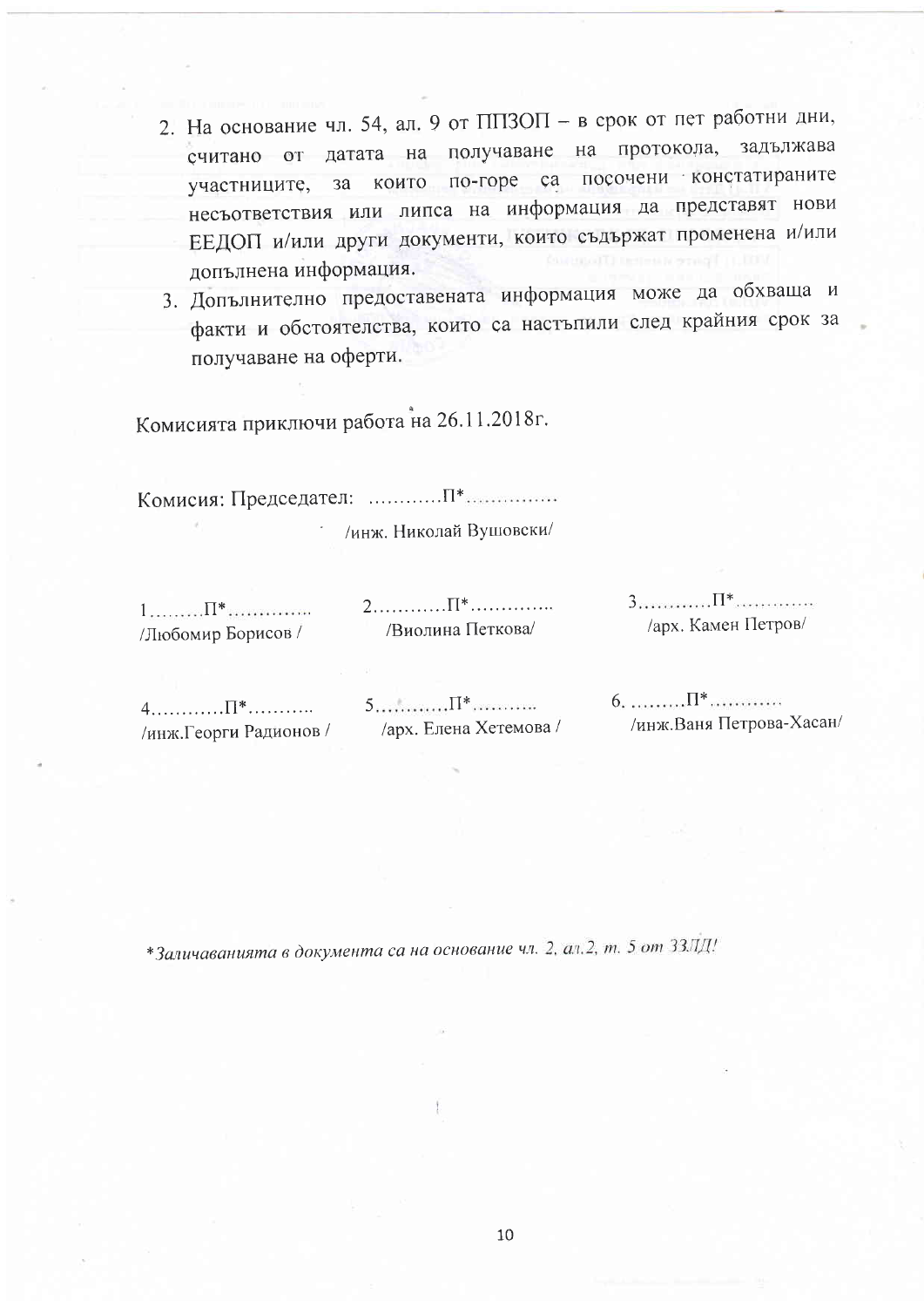2. На основание чл. 54, ал. 9 от ППЗОП – в срок от пет работни дни, считано от датата на получаване на протокола, задължава участниците, за които по-горе са посочени констатираните несъответствия или липса на информация да представят нови ЕЕДОП и/или други документи, които съдържат променена и/или допълнена информация.
3. Допълнително предоставената информация може да обхваща и факти и обстоятелства, които са настъпили след крайния срок за получаване на оферти.

Комисията приключи работа на 26.11.2018г.

Комисия: Председател: …………П*……………

/инж. Николай Вушовски/

1………П*…………..
/Любомир Борисов /

2…………П*…………..
/Виолина Петкова/

3…………П*…………
/арх. Камен Петров/

4…………П*………..
/инж.Георги Радионов /

5…………П*………..
/арх. Елена Хетемова /

6. ………П*…………
/инж.Ваня Петрова-Хасан/

*Заличаванията в документа са на основание чл. 2, ал.2, т. 5 от ЗЗЛД!*